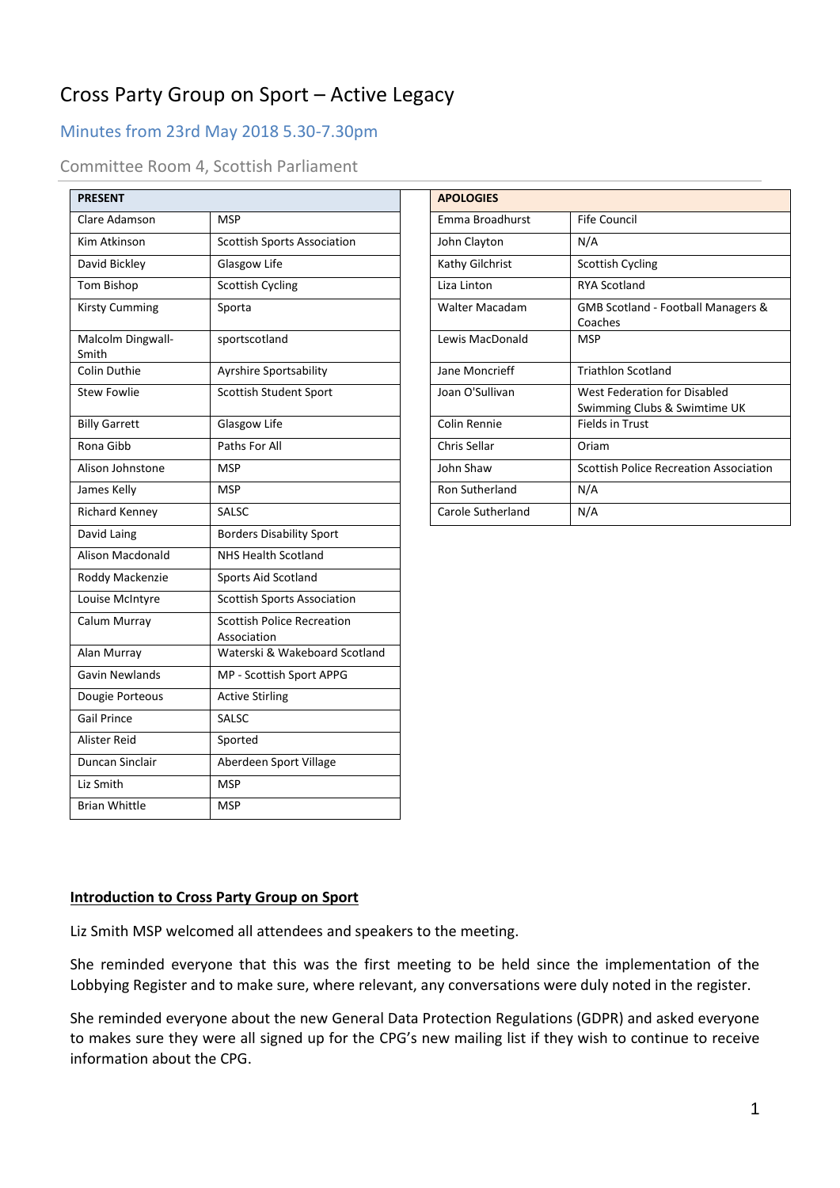# Cross Party Group on Sport – Active Legacy

## Minutes from 23rd May 2018 5.30-7.30pm

### Committee Room 4, Scottish Parliament

| PRESENT | |
|---|---|
| Clare Adamson | MSP |
| Kim Atkinson | Scottish Sports Association |
| David Bickley | Glasgow Life |
| Tom Bishop | Scottish Cycling |
| Kirsty Cumming | Sporta |
| Malcolm Dingwall-Smith | sportscotland |
| Colin Duthie | Ayrshire Sportsability |
| Stew Fowlie | Scottish Student Sport |
| Billy Garrett | Glasgow Life |
| Rona Gibb | Paths For All |
| Alison Johnstone | MSP |
| James Kelly | MSP |
| Richard Kenney | SALSC |
| David Laing | Borders Disability Sport |
| Alison Macdonald | NHS Health Scotland |
| Roddy Mackenzie | Sports Aid Scotland |
| Louise McIntyre | Scottish Sports Association |
| Calum Murray | Scottish Police Recreation Association |
| Alan Murray | Waterski & Wakeboard Scotland |
| Gavin Newlands | MP - Scottish Sport APPG |
| Dougie Porteous | Active Stirling |
| Gail Prince | SALSC |
| Alister Reid | Sported |
| Duncan Sinclair | Aberdeen Sport Village |
| Liz Smith | MSP |
| Brian Whittle | MSP |

| APOLOGIES | |
|---|---|
| Emma Broadhurst | Fife Council |
| John Clayton | N/A |
| Kathy Gilchrist | Scottish Cycling |
| Liza Linton | RYA Scotland |
| Walter Macadam | GMB Scotland - Football Managers & Coaches |
| Lewis MacDonald | MSP |
| Jane Moncrieff | Triathlon Scotland |
| Joan O'Sullivan | West Federation for Disabled Swimming Clubs & Swimtime UK |
| Colin Rennie | Fields in Trust |
| Chris Sellar | Oriam |
| John Shaw | Scottish Police Recreation Association |
| Ron Sutherland | N/A |
| Carole Sutherland | N/A |

**Introduction to Cross Party Group on Sport**

Liz Smith MSP welcomed all attendees and speakers to the meeting.

She reminded everyone that this was the first meeting to be held since the implementation of the Lobbying Register and to make sure, where relevant, any conversations were duly noted in the register.

She reminded everyone about the new General Data Protection Regulations (GDPR) and asked everyone to makes sure they were all signed up for the CPG's new mailing list if they wish to continue to receive information about the CPG.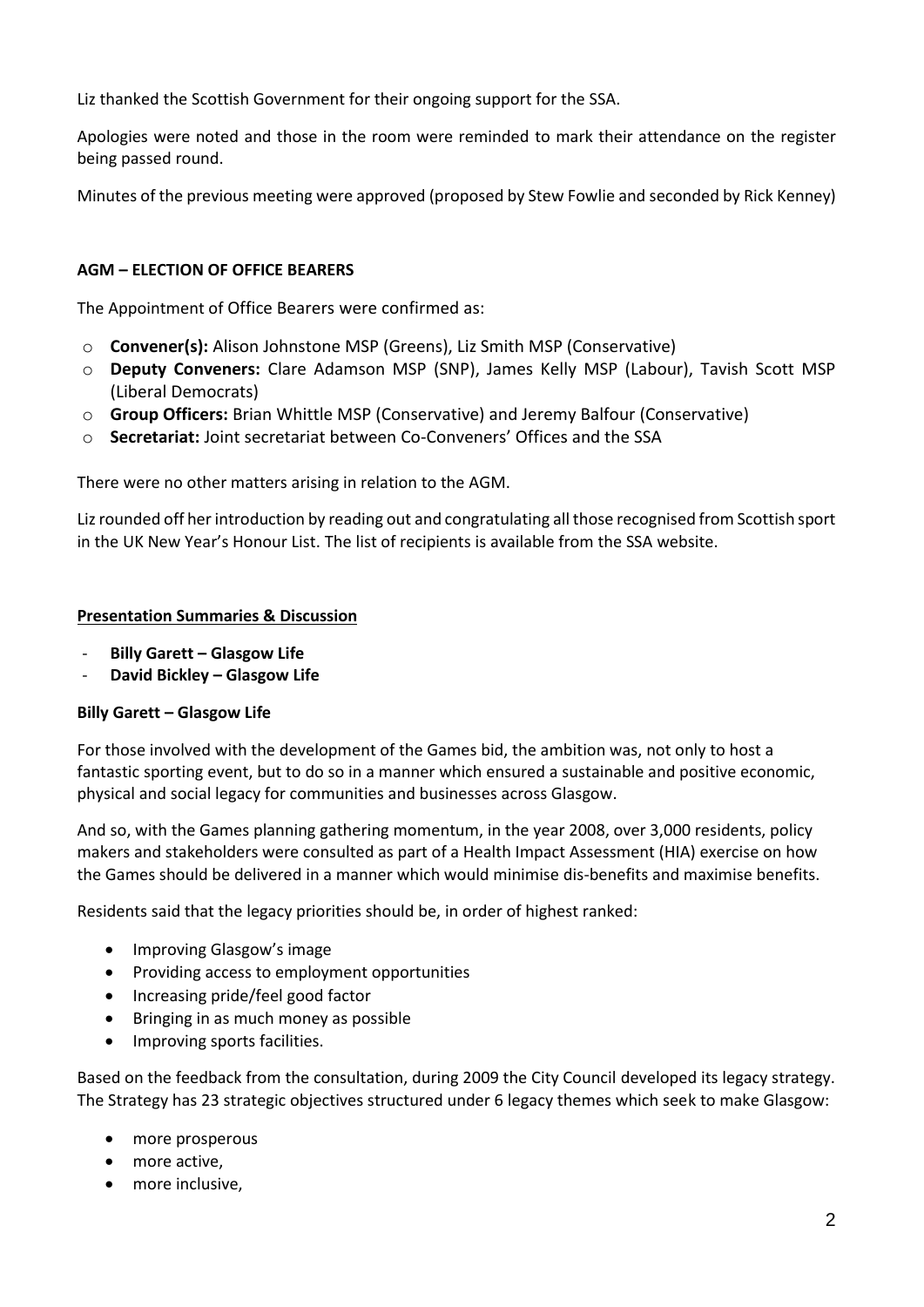Liz thanked the Scottish Government for their ongoing support for the SSA.

Apologies were noted and those in the room were reminded to mark their attendance on the register being passed round.

Minutes of the previous meeting were approved (proposed by Stew Fowlie and seconded by Rick Kenney)

**AGM – ELECTION OF OFFICE BEARERS**

The Appointment of Office Bearers were confirmed as:

- **Convener(s):** Alison Johnstone MSP (Greens), Liz Smith MSP (Conservative)
- **Deputy Conveners:** Clare Adamson MSP (SNP), James Kelly MSP (Labour), Tavish Scott MSP (Liberal Democrats)
- **Group Officers:** Brian Whittle MSP (Conservative) and Jeremy Balfour (Conservative)
- **Secretariat:** Joint secretariat between Co-Conveners' Offices and the SSA

There were no other matters arising in relation to the AGM.

Liz rounded off her introduction by reading out and congratulating all those recognised from Scottish sport in the UK New Year's Honour List. The list of recipients is available from the SSA website.

**Presentation Summaries & Discussion**

- **Billy Garett – Glasgow Life**
- **David Bickley – Glasgow Life**

**Billy Garett – Glasgow Life**

For those involved with the development of the Games bid, the ambition was, not only to host a fantastic sporting event, but to do so in a manner which ensured a sustainable and positive economic, physical and social legacy for communities and businesses across Glasgow.

And so, with the Games planning gathering momentum, in the year 2008, over 3,000 residents, policy makers and stakeholders were consulted as part of a Health Impact Assessment (HIA) exercise on how the Games should be delivered in a manner which would minimise dis-benefits and maximise benefits.

Residents said that the legacy priorities should be, in order of highest ranked:

- Improving Glasgow's image
- Providing access to employment opportunities
- Increasing pride/feel good factor
- Bringing in as much money as possible
- Improving sports facilities.

Based on the feedback from the consultation, during 2009 the City Council developed its legacy strategy. The Strategy has 23 strategic objectives structured under 6 legacy themes which seek to make Glasgow:

- more prosperous
- more active,
- more inclusive,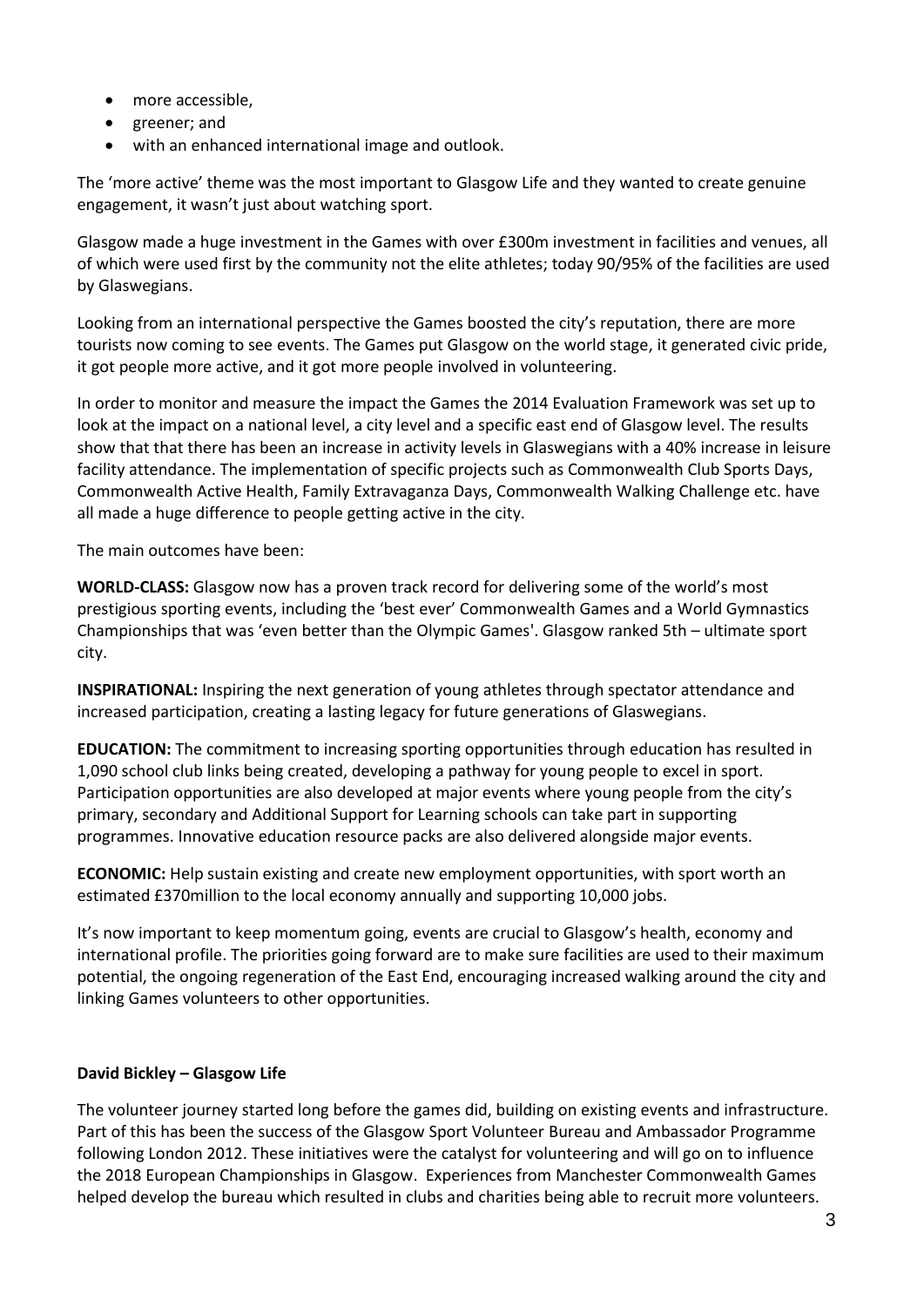- more accessible,
- greener; and
- with an enhanced international image and outlook.

The 'more active' theme was the most important to Glasgow Life and they wanted to create genuine engagement, it wasn't just about watching sport.

Glasgow made a huge investment in the Games with over £300m investment in facilities and venues, all of which were used first by the community not the elite athletes; today 90/95% of the facilities are used by Glaswegians.

Looking from an international perspective the Games boosted the city's reputation, there are more tourists now coming to see events. The Games put Glasgow on the world stage, it generated civic pride, it got people more active, and it got more people involved in volunteering.

In order to monitor and measure the impact the Games the 2014 Evaluation Framework was set up to look at the impact on a national level, a city level and a specific east end of Glasgow level. The results show that that there has been an increase in activity levels in Glaswegians with a 40% increase in leisure facility attendance. The implementation of specific projects such as Commonwealth Club Sports Days, Commonwealth Active Health, Family Extravaganza Days, Commonwealth Walking Challenge etc. have all made a huge difference to people getting active in the city.

The main outcomes have been:

**WORLD-CLASS:** Glasgow now has a proven track record for delivering some of the world's most prestigious sporting events, including the 'best ever' Commonwealth Games and a World Gymnastics Championships that was 'even better than the Olympic Games'. Glasgow ranked 5th – ultimate sport city.

**INSPIRATIONAL:** Inspiring the next generation of young athletes through spectator attendance and increased participation, creating a lasting legacy for future generations of Glaswegians.

**EDUCATION:** The commitment to increasing sporting opportunities through education has resulted in 1,090 school club links being created, developing a pathway for young people to excel in sport. Participation opportunities are also developed at major events where young people from the city's primary, secondary and Additional Support for Learning schools can take part in supporting programmes. Innovative education resource packs are also delivered alongside major events.

**ECONOMIC:** Help sustain existing and create new employment opportunities, with sport worth an estimated £370million to the local economy annually and supporting 10,000 jobs.

It's now important to keep momentum going, events are crucial to Glasgow's health, economy and international profile. The priorities going forward are to make sure facilities are used to their maximum potential, the ongoing regeneration of the East End, encouraging increased walking around the city and linking Games volunteers to other opportunities.

**David Bickley – Glasgow Life**

The volunteer journey started long before the games did, building on existing events and infrastructure. Part of this has been the success of the Glasgow Sport Volunteer Bureau and Ambassador Programme following London 2012. These initiatives were the catalyst for volunteering and will go on to influence the 2018 European Championships in Glasgow. Experiences from Manchester Commonwealth Games helped develop the bureau which resulted in clubs and charities being able to recruit more volunteers.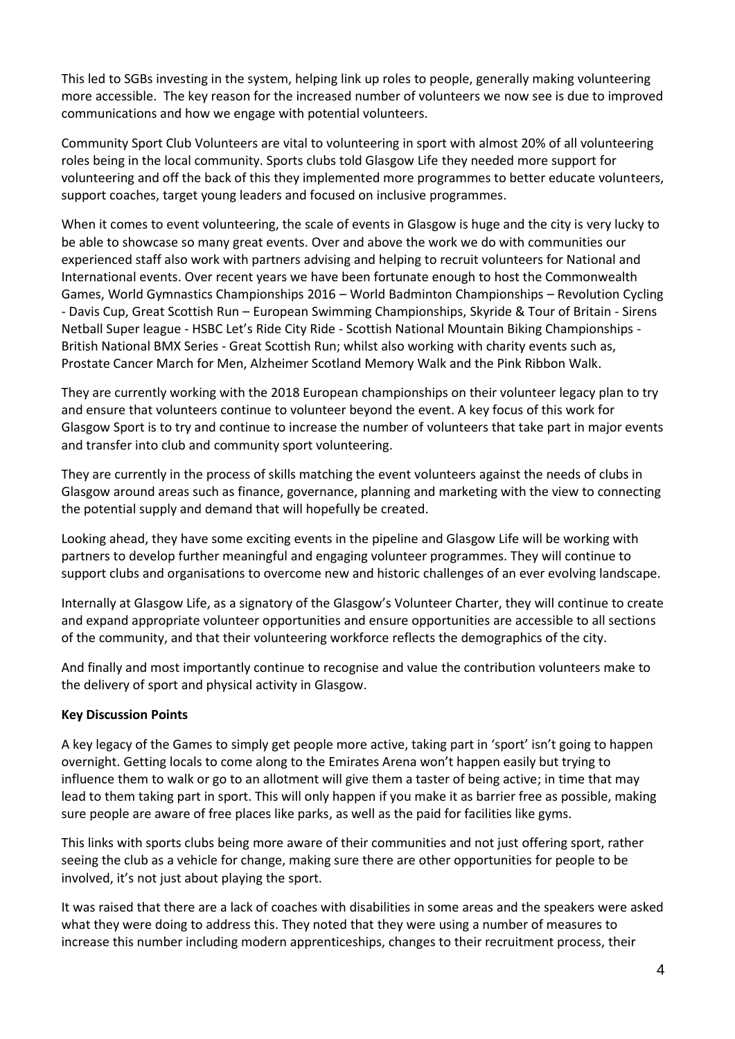This led to SGBs investing in the system, helping link up roles to people, generally making volunteering more accessible. The key reason for the increased number of volunteers we now see is due to improved communications and how we engage with potential volunteers.

Community Sport Club Volunteers are vital to volunteering in sport with almost 20% of all volunteering roles being in the local community. Sports clubs told Glasgow Life they needed more support for volunteering and off the back of this they implemented more programmes to better educate volunteers, support coaches, target young leaders and focused on inclusive programmes.

When it comes to event volunteering, the scale of events in Glasgow is huge and the city is very lucky to be able to showcase so many great events. Over and above the work we do with communities our experienced staff also work with partners advising and helping to recruit volunteers for National and International events. Over recent years we have been fortunate enough to host the Commonwealth Games, World Gymnastics Championships 2016 – World Badminton Championships – Revolution Cycling - Davis Cup, Great Scottish Run – European Swimming Championships, Skyride & Tour of Britain - Sirens Netball Super league - HSBC Let's Ride City Ride - Scottish National Mountain Biking Championships - British National BMX Series - Great Scottish Run; whilst also working with charity events such as, Prostate Cancer March for Men, Alzheimer Scotland Memory Walk and the Pink Ribbon Walk.

They are currently working with the 2018 European championships on their volunteer legacy plan to try and ensure that volunteers continue to volunteer beyond the event. A key focus of this work for Glasgow Sport is to try and continue to increase the number of volunteers that take part in major events and transfer into club and community sport volunteering.

They are currently in the process of skills matching the event volunteers against the needs of clubs in Glasgow around areas such as finance, governance, planning and marketing with the view to connecting the potential supply and demand that will hopefully be created.

Looking ahead, they have some exciting events in the pipeline and Glasgow Life will be working with partners to develop further meaningful and engaging volunteer programmes. They will continue to support clubs and organisations to overcome new and historic challenges of an ever evolving landscape.

Internally at Glasgow Life, as a signatory of the Glasgow's Volunteer Charter, they will continue to create and expand appropriate volunteer opportunities and ensure opportunities are accessible to all sections of the community, and that their volunteering workforce reflects the demographics of the city.

And finally and most importantly continue to recognise and value the contribution volunteers make to the delivery of sport and physical activity in Glasgow.

**Key Discussion Points**

A key legacy of the Games to simply get people more active, taking part in 'sport' isn't going to happen overnight. Getting locals to come along to the Emirates Arena won't happen easily but trying to influence them to walk or go to an allotment will give them a taster of being active; in time that may lead to them taking part in sport. This will only happen if you make it as barrier free as possible, making sure people are aware of free places like parks, as well as the paid for facilities like gyms.

This links with sports clubs being more aware of their communities and not just offering sport, rather seeing the club as a vehicle for change, making sure there are other opportunities for people to be involved, it's not just about playing the sport.

It was raised that there are a lack of coaches with disabilities in some areas and the speakers were asked what they were doing to address this. They noted that they were using a number of measures to increase this number including modern apprenticeships, changes to their recruitment process, their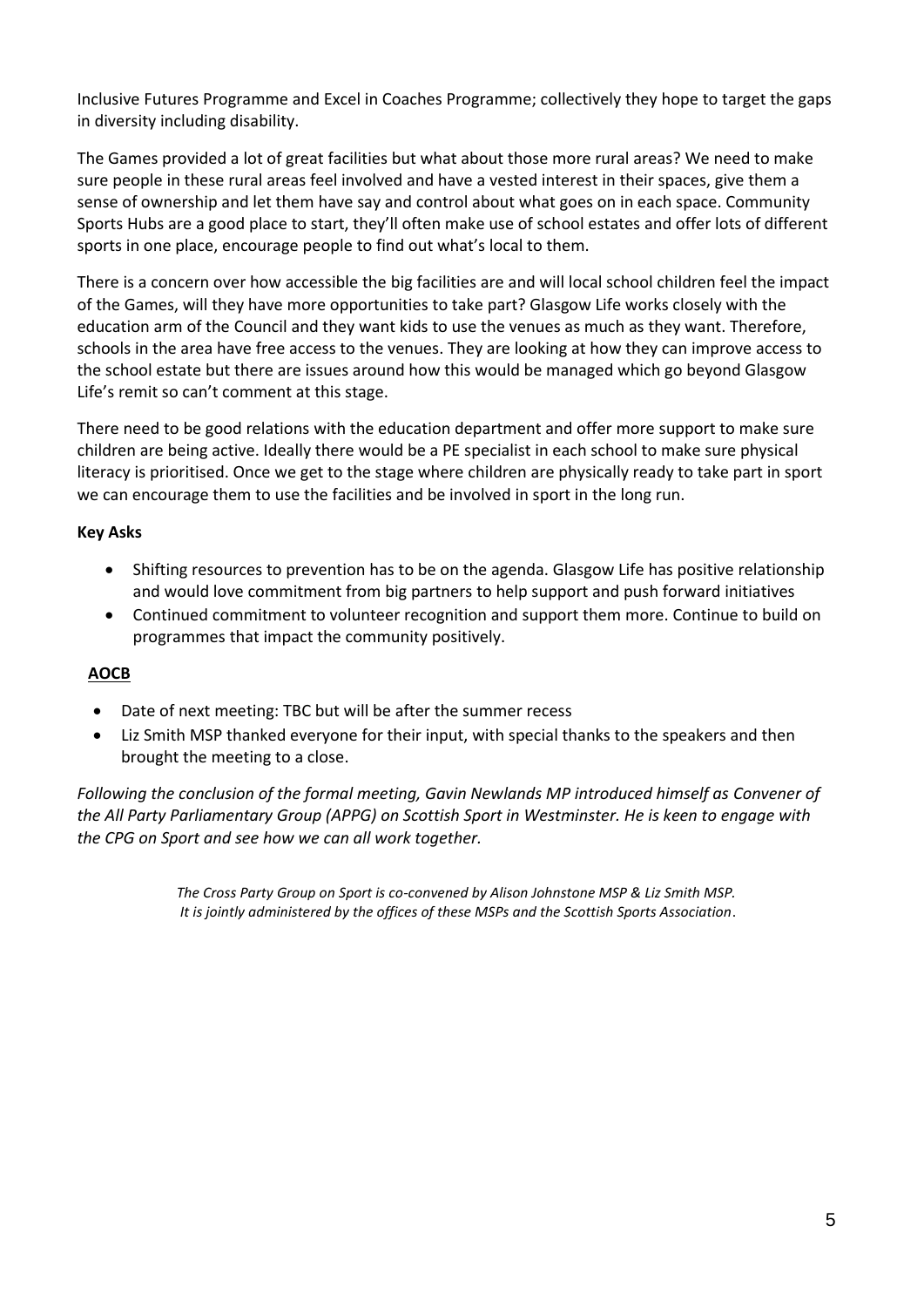Inclusive Futures Programme and Excel in Coaches Programme; collectively they hope to target the gaps in diversity including disability.

The Games provided a lot of great facilities but what about those more rural areas? We need to make sure people in these rural areas feel involved and have a vested interest in their spaces, give them a sense of ownership and let them have say and control about what goes on in each space. Community Sports Hubs are a good place to start, they'll often make use of school estates and offer lots of different sports in one place, encourage people to find out what's local to them.

There is a concern over how accessible the big facilities are and will local school children feel the impact of the Games, will they have more opportunities to take part? Glasgow Life works closely with the education arm of the Council and they want kids to use the venues as much as they want. Therefore, schools in the area have free access to the venues. They are looking at how they can improve access to the school estate but there are issues around how this would be managed which go beyond Glasgow Life's remit so can't comment at this stage.

There need to be good relations with the education department and offer more support to make sure children are being active. Ideally there would be a PE specialist in each school to make sure physical literacy is prioritised. Once we get to the stage where children are physically ready to take part in sport we can encourage them to use the facilities and be involved in sport in the long run.

**Key Asks**

- Shifting resources to prevention has to be on the agenda. Glasgow Life has positive relationship and would love commitment from big partners to help support and push forward initiatives
- Continued commitment to volunteer recognition and support them more. Continue to build on programmes that impact the community positively.

**AOCB**

- Date of next meeting: TBC but will be after the summer recess
- Liz Smith MSP thanked everyone for their input, with special thanks to the speakers and then brought the meeting to a close.

*Following the conclusion of the formal meeting, Gavin Newlands MP introduced himself as Convener of the All Party Parliamentary Group (APPG) on Scottish Sport in Westminster. He is keen to engage with the CPG on Sport and see how we can all work together.*

*The Cross Party Group on Sport is co-convened by Alison Johnstone MSP & Liz Smith MSP. It is jointly administered by the offices of these MSPs and the Scottish Sports Association.*